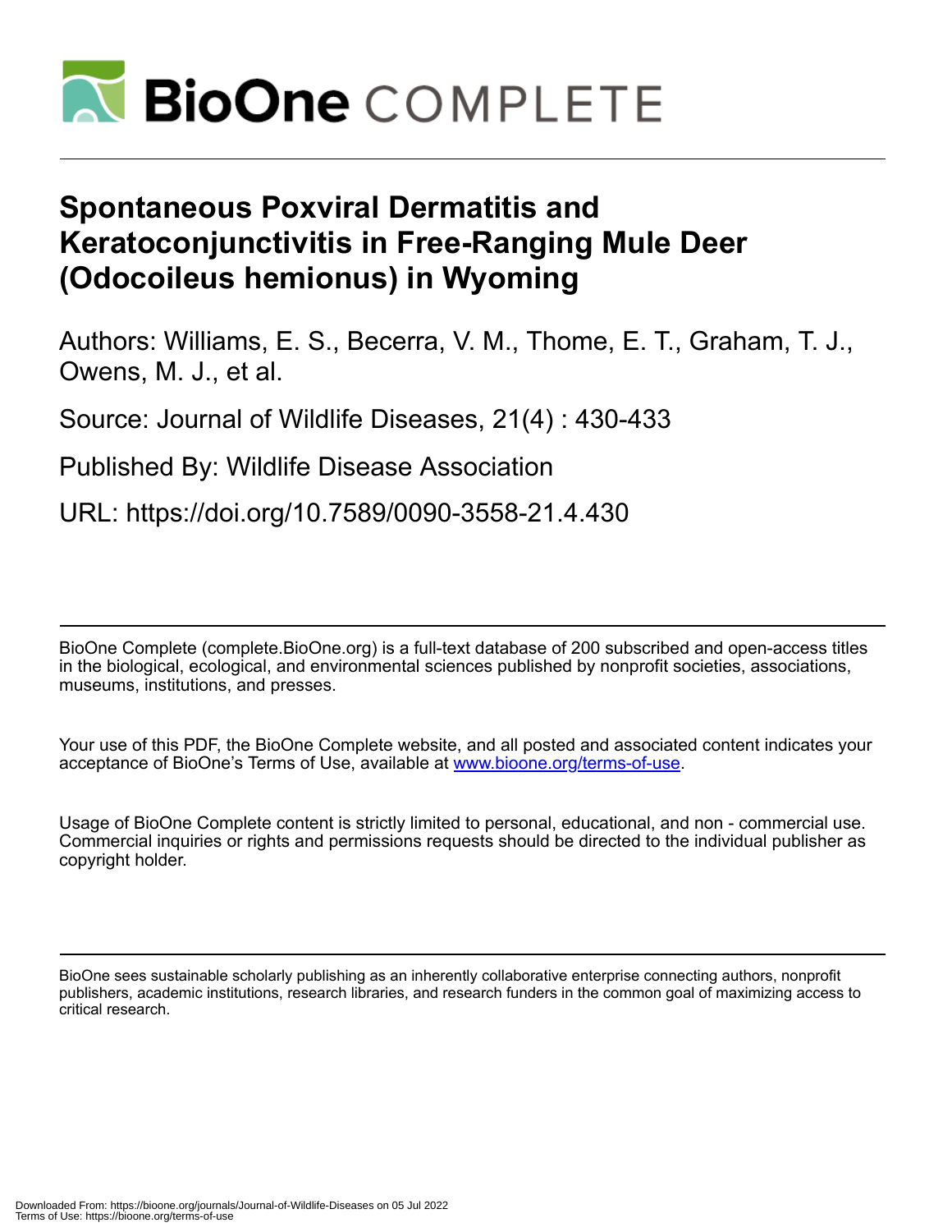# Spontaneous Poxviral Dermatitis and Keratoconjunctivitis in Free-Ranging Mule Deer (Odocoileus hemionus) in Wyoming

Authors: Williams, E. S., Becerra, V. M., Thome, E. T., Graham, T. J., Owens, M. J., et al.

Source: Journal of Wildlife Diseases, 21(4) : 430-433

Published By: Wildlife Disease Association

URL: https://doi.org/10.7589/0090-3558-21.4.430

---

BioOne Complete (complete.BioOne.org) is a full-text database of 200 subscribed and open-access titles in the biological, ecological, and environmental sciences published by nonprofit societies, associations, museums, institutions, and presses.

Your use of this PDF, the BioOne Complete website, and all posted and associated content indicates your acceptance of BioOne's Terms of Use, available at www.bioone.org/terms-of-use.

Usage of BioOne Complete content is strictly limited to personal, educational, and non - commercial use. Commercial inquiries or rights and permissions requests should be directed to the individual publisher as copyright holder.

---

BioOne sees sustainable scholarly publishing as an inherently collaborative enterprise connecting authors, nonprofit publishers, academic institutions, research libraries, and research funders in the common goal of maximizing access to critical research.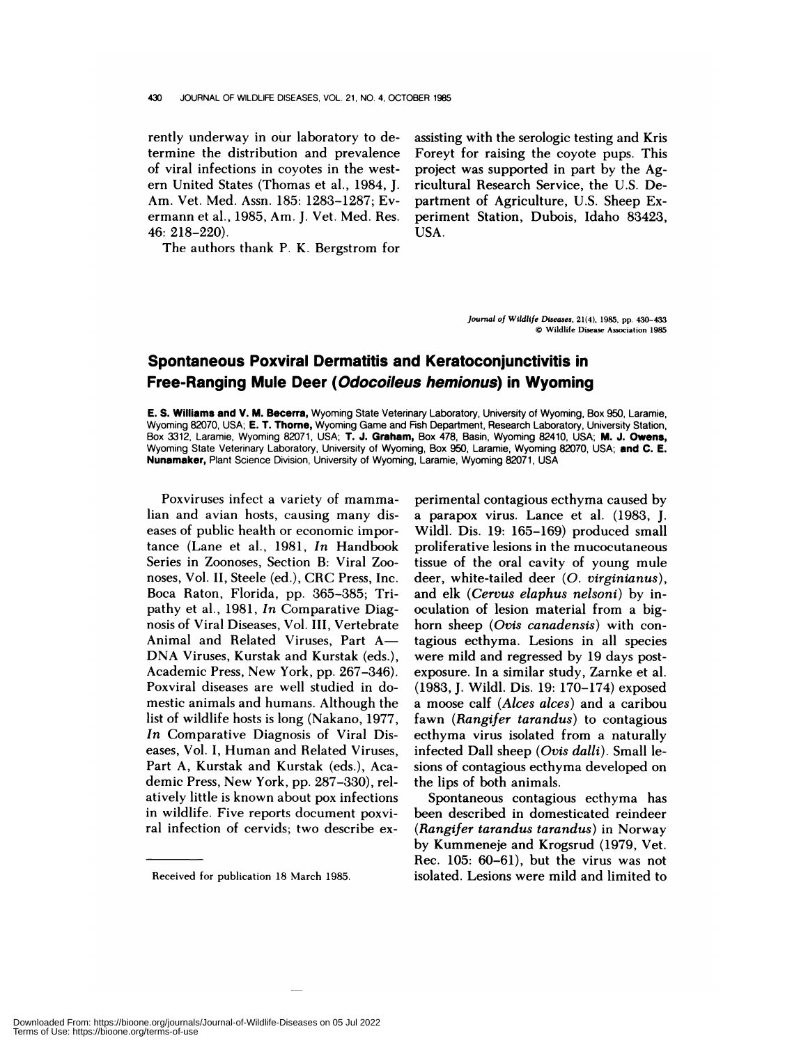rently underway in our laboratory to determine the distribution and prevalence of viral infections in coyotes in the western United States (Thomas et al., 1984, J. Am. Vet. Med. Assn. 185: 1283–1287; Evermann et al., 1985, Am. J. Vet. Med. Res. 46: 218–220).

The authors thank P. K. Bergstrom for assisting with the serologic testing and Kris Foreyt for raising the coyote pups. This project was supported in part by the Agricultural Research Service, the U.S. Department of Agriculture, U.S. Sheep Experiment Station, Dubois, Idaho 83423, USA.

*Journal of Wildlife Diseases*, 21(4), 1985, pp. 430–433
© Wildlife Disease Association 1985

# Spontaneous Poxviral Dermatitis and Keratoconjunctivitis in Free-Ranging Mule Deer (*Odocoileus hemionus*) in Wyoming

**E. S. Williams and V. M. Becerra,** Wyoming State Veterinary Laboratory, University of Wyoming, Box 950, Laramie, Wyoming 82070, USA; **E. T. Thorne,** Wyoming Game and Fish Department, Research Laboratory, University Station, Box 3312, Laramie, Wyoming 82071, USA; **T. J. Graham,** Box 478, Basin, Wyoming 82410, USA; **M. J. Owens,** Wyoming State Veterinary Laboratory, University of Wyoming, Box 950, Laramie, Wyoming 82070, USA; **and C. E. Nunamaker,** Plant Science Division, University of Wyoming, Laramie, Wyoming 82071, USA

Poxviruses infect a variety of mammalian and avian hosts, causing many diseases of public health or economic importance (Lane et al., 1981, *In* Handbook Series in Zoonoses, Section B: Viral Zoonoses, Vol. II, Steele (ed.), CRC Press, Inc. Boca Raton, Florida, pp. 365–385; Tripathy et al., 1981, *In* Comparative Diagnosis of Viral Diseases, Vol. III, Vertebrate Animal and Related Viruses, Part A—DNA Viruses, Kurstak and Kurstak (eds.), Academic Press, New York, pp. 267–346). Poxviral diseases are well studied in domestic animals and humans. Although the list of wildlife hosts is long (Nakano, 1977, *In* Comparative Diagnosis of Viral Diseases, Vol. I, Human and Related Viruses, Part A, Kurstak and Kurstak (eds.), Academic Press, New York, pp. 287–330), relatively little is known about pox infections in wildlife. Five reports document poxviral infection of cervids; two describe experimental contagious ecthyma caused by a parapox virus. Lance et al. (1983, J. Wildl. Dis. 19: 165–169) produced small proliferative lesions in the mucocutaneous tissue of the oral cavity of young mule deer, white-tailed deer (*O. virginianus*), and elk (*Cervus elaphus nelsoni*) by inoculation of lesion material from a bighorn sheep (*Ovis canadensis*) with contagious ecthyma. Lesions in all species were mild and regressed by 19 days post-exposure. In a similar study, Zarnke et al. (1983, J. Wildl. Dis. 19: 170–174) exposed a moose calf (*Alces alces*) and a caribou fawn (*Rangifer tarandus*) to contagious ecthyma virus isolated from a naturally infected Dall sheep (*Ovis dalli*). Small lesions of contagious ecthyma developed on the lips of both animals.

Spontaneous contagious ecthyma has been described in domesticated reindeer (*Rangifer tarandus tarandus*) in Norway by Kummeneje and Krogsrud (1979, Vet. Rec. 105: 60–61), but the virus was not isolated. Lesions were mild and limited to

Received for publication 18 March 1985.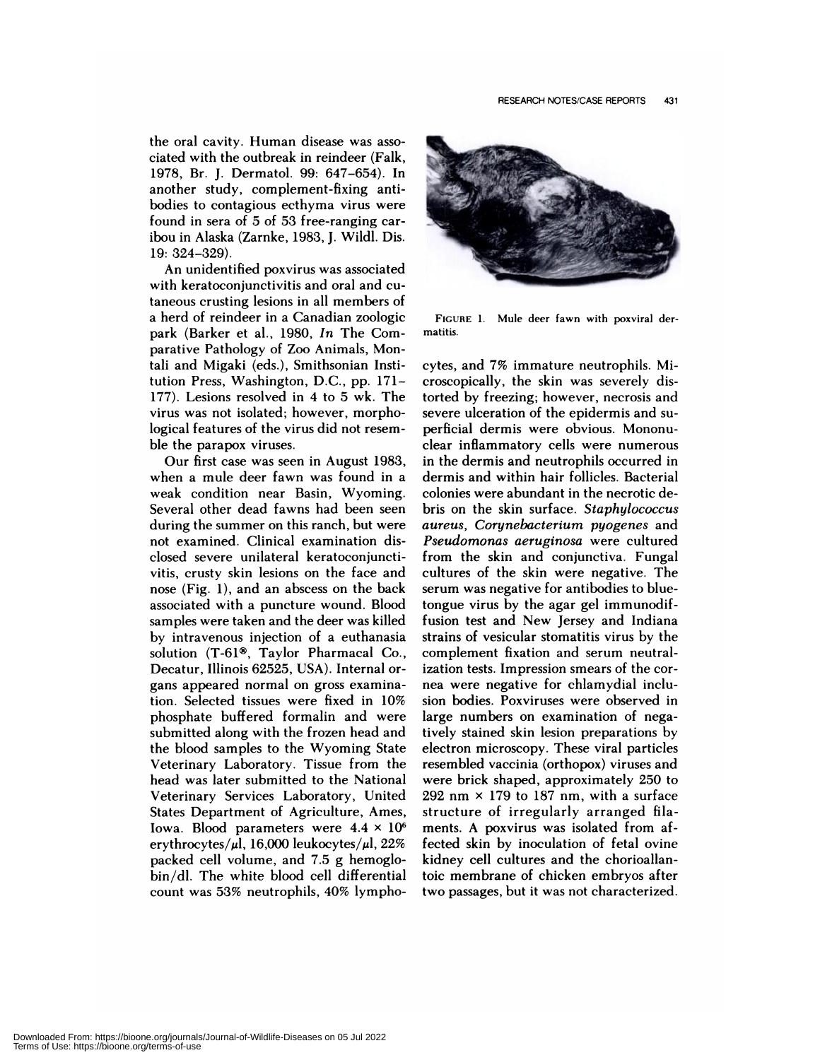the oral cavity. Human disease was associated with the outbreak in reindeer (Falk, 1978, Br. J. Dermatol. 99: 647–654). In another study, complement-fixing antibodies to contagious ecthyma virus were found in sera of 5 of 53 free-ranging caribou in Alaska (Zarnke, 1983, J. Wildl. Dis. 19: 324–329).

An unidentified poxvirus was associated with keratoconjunctivitis and oral and cutaneous crusting lesions in all members of a herd of reindeer in a Canadian zoologic park (Barker et al., 1980, *In* The Comparative Pathology of Zoo Animals, Montali and Migaki (eds.), Smithsonian Institution Press, Washington, D.C., pp. 171–177). Lesions resolved in 4 to 5 wk. The virus was not isolated; however, morphological features of the virus did not resemble the parapox viruses.

Our first case was seen in August 1983, when a mule deer fawn was found in a weak condition near Basin, Wyoming. Several other dead fawns had been seen during the summer on this ranch, but were not examined. Clinical examination disclosed severe unilateral keratoconjunctivitis, crusty skin lesions on the face and nose (Fig. 1), and an abscess on the back associated with a puncture wound. Blood samples were taken and the deer was killed by intravenous injection of a euthanasia solution (T-61®, Taylor Pharmacal Co., Decatur, Illinois 62525, USA). Internal organs appeared normal on gross examination. Selected tissues were fixed in 10% phosphate buffered formalin and were submitted along with the frozen head and the blood samples to the Wyoming State Veterinary Laboratory. Tissue from the head was later submitted to the National Veterinary Services Laboratory, United States Department of Agriculture, Ames, Iowa. Blood parameters were $4.4 \times 10^6$ erythrocytes/$\mu$l, 16,000 leukocytes/$\mu$l, 22% packed cell volume, and 7.5 g hemoglobin/dl. The white blood cell differential count was 53% neutrophils, 40% lymphocytes, and 7% immature neutrophils. Microscopically, the skin was severely distorted by freezing; however, necrosis and severe ulceration of the epidermis and superficial dermis were obvious. Mononuclear inflammatory cells were numerous in the dermis and neutrophils occurred in dermis and within hair follicles. Bacterial colonies were abundant in the necrotic debris on the skin surface. *Staphylococcus aureus*, *Corynebacterium pyogenes* and *Pseudomonas aeruginosa* were cultured from the skin and conjunctiva. Fungal cultures of the skin were negative. The serum was negative for antibodies to bluetongue virus by the agar gel immunodiffusion test and New Jersey and Indiana strains of vesicular stomatitis virus by the complement fixation and serum neutralization tests. Impression smears of the cornea were negative for chlamydial inclusion bodies. Poxviruses were observed in large numbers on examination of negatively stained skin lesion preparations by electron microscopy. These viral particles resembled vaccinia (orthopox) viruses and were brick shaped, approximately 250 to 292 nm × 179 to 187 nm, with a surface structure of irregularly arranged filaments. A poxvirus was isolated from affected skin by inoculation of fetal ovine kidney cell cultures and the chorioallantoic membrane of chicken embryos after two passages, but it was not characterized.

FIGURE 1. Mule deer fawn with poxviral dermatitis.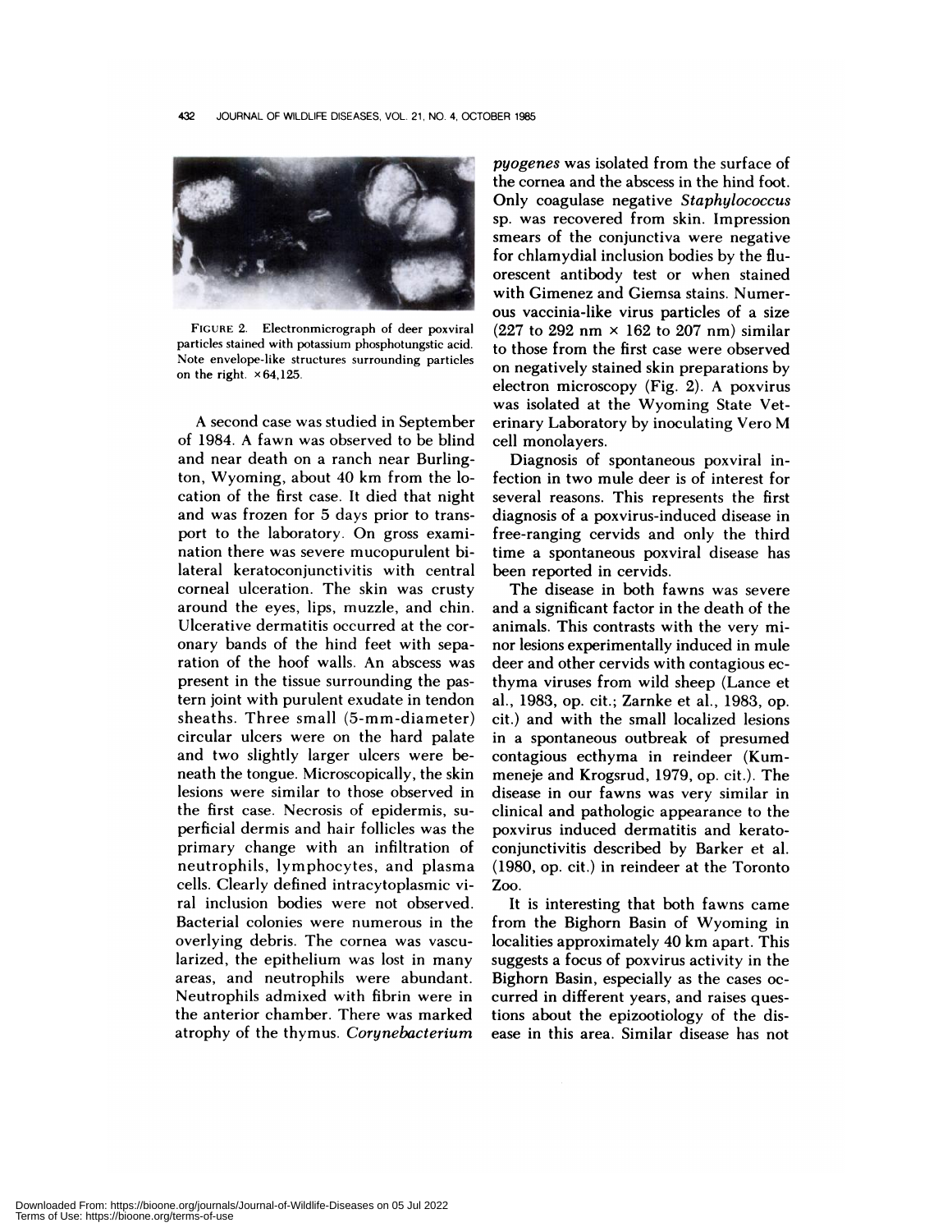FIGURE 2. Electronmicrograph of deer poxviral particles stained with potassium phosphotungstic acid. Note envelope-like structures surrounding particles on the right. ×64,125.

A second case was studied in September of 1984. A fawn was observed to be blind and near death on a ranch near Burlington, Wyoming, about 40 km from the location of the first case. It died that night and was frozen for 5 days prior to transport to the laboratory. On gross examination there was severe mucopurulent bilateral keratoconjunctivitis with central corneal ulceration. The skin was crusty around the eyes, lips, muzzle, and chin. Ulcerative dermatitis occurred at the coronary bands of the hind feet with separation of the hoof walls. An abscess was present in the tissue surrounding the pastern joint with purulent exudate in tendon sheaths. Three small (5-mm-diameter) circular ulcers were on the hard palate and two slightly larger ulcers were beneath the tongue. Microscopically, the skin lesions were similar to those observed in the first case. Necrosis of epidermis, superficial dermis and hair follicles was the primary change with an infiltration of neutrophils, lymphocytes, and plasma cells. Clearly defined intracytoplasmic viral inclusion bodies were not observed. Bacterial colonies were numerous in the overlying debris. The cornea was vascularized, the epithelium was lost in many areas, and neutrophils were abundant. Neutrophils admixed with fibrin were in the anterior chamber. There was marked atrophy of the thymus. *Corynebacterium pyogenes* was isolated from the surface of the cornea and the abscess in the hind foot. Only coagulase negative *Staphylococcus* sp. was recovered from skin. Impression smears of the conjunctiva were negative for chlamydial inclusion bodies by the fluorescent antibody test or when stained with Gimenez and Giemsa stains. Numerous vaccinia-like virus particles of a size (227 to 292 nm × 162 to 207 nm) similar to those from the first case were observed on negatively stained skin preparations by electron microscopy (Fig. 2). A poxvirus was isolated at the Wyoming State Veterinary Laboratory by inoculating Vero M cell monolayers.

Diagnosis of spontaneous poxviral infection in two mule deer is of interest for several reasons. This represents the first diagnosis of a poxvirus-induced disease in free-ranging cervids and only the third time a spontaneous poxviral disease has been reported in cervids.

The disease in both fawns was severe and a significant factor in the death of the animals. This contrasts with the very minor lesions experimentally induced in mule deer and other cervids with contagious ecthyma viruses from wild sheep (Lance et al., 1983, op. cit.; Zarnke et al., 1983, op. cit.) and with the small localized lesions in a spontaneous outbreak of presumed contagious ecthyma in reindeer (Kummeneje and Krogsrud, 1979, op. cit.). The disease in our fawns was very similar in clinical and pathologic appearance to the poxvirus induced dermatitis and keratoconjunctivitis described by Barker et al. (1980, op. cit.) in reindeer at the Toronto Zoo.

It is interesting that both fawns came from the Bighorn Basin of Wyoming in localities approximately 40 km apart. This suggests a focus of poxvirus activity in the Bighorn Basin, especially as the cases occurred in different years, and raises questions about the epizootiology of the disease in this area. Similar disease has not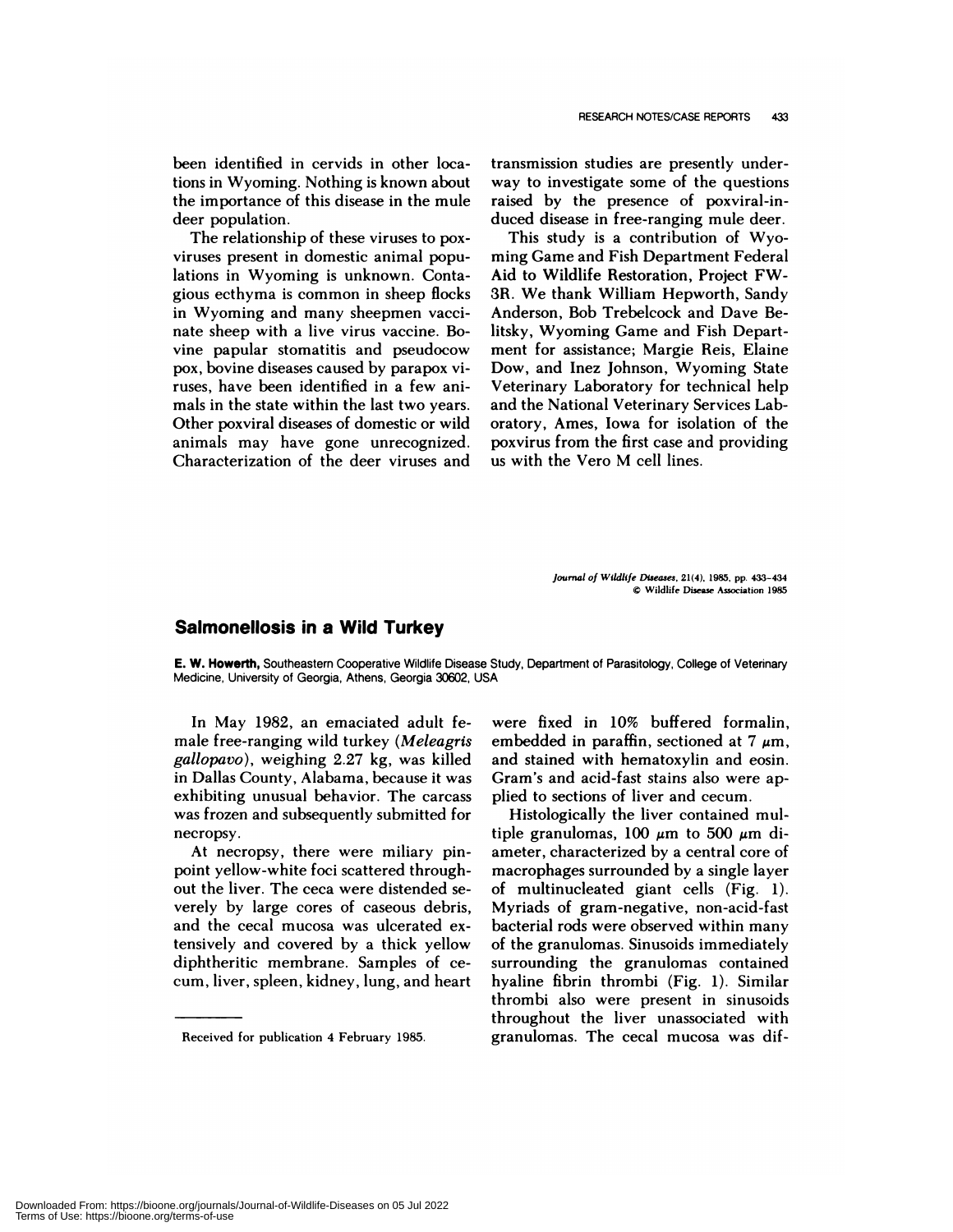been identified in cervids in other locations in Wyoming. Nothing is known about the importance of this disease in the mule deer population.

The relationship of these viruses to poxviruses present in domestic animal populations in Wyoming is unknown. Contagious ecthyma is common in sheep flocks in Wyoming and many sheepmen vaccinate sheep with a live virus vaccine. Bovine papular stomatitis and pseudocow pox, bovine diseases caused by parapox viruses, have been identified in a few animals in the state within the last two years. Other poxviral diseases of domestic or wild animals may have gone unrecognized. Characterization of the deer viruses and transmission studies are presently underway to investigate some of the questions raised by the presence of poxviral-induced disease in free-ranging mule deer.

This study is a contribution of Wyoming Game and Fish Department Federal Aid to Wildlife Restoration, Project FW-3R. We thank William Hepworth, Sandy Anderson, Bob Trebelcock and Dave Belitsky, Wyoming Game and Fish Department for assistance; Margie Reis, Elaine Dow, and Inez Johnson, Wyoming State Veterinary Laboratory for technical help and the National Veterinary Services Laboratory, Ames, Iowa for isolation of the poxvirus from the first case and providing us with the Vero M cell lines.

*Journal of Wildlife Diseases*, 21(4), 1985, pp. 433–434
© Wildlife Disease Association 1985

## Salmonellosis in a Wild Turkey

**E. W. Howerth,** Southeastern Cooperative Wildlife Disease Study, Department of Parasitology, College of Veterinary Medicine, University of Georgia, Athens, Georgia 30602, USA

In May 1982, an emaciated adult female free-ranging wild turkey (*Meleagris gallopavo*), weighing 2.27 kg, was killed in Dallas County, Alabama, because it was exhibiting unusual behavior. The carcass was frozen and subsequently submitted for necropsy.

At necropsy, there were miliary pinpoint yellow-white foci scattered throughout the liver. The ceca were distended severely by large cores of caseous debris, and the cecal mucosa was ulcerated extensively and covered by a thick yellow diphtheritic membrane. Samples of cecum, liver, spleen, kidney, lung, and heart were fixed in 10% buffered formalin, embedded in paraffin, sectioned at 7 $\mu$m, and stained with hematoxylin and eosin. Gram's and acid-fast stains also were applied to sections of liver and cecum.

Histologically the liver contained multiple granulomas, 100 $\mu$m to 500 $\mu$m diameter, characterized by a central core of macrophages surrounded by a single layer of multinucleated giant cells (Fig. 1). Myriads of gram-negative, non-acid-fast bacterial rods were observed within many of the granulomas. Sinusoids immediately surrounding the granulomas contained hyaline fibrin thrombi (Fig. 1). Similar thrombi also were present in sinusoids throughout the liver unassociated with granulomas. The cecal mucosa was dif-

Received for publication 4 February 1985.